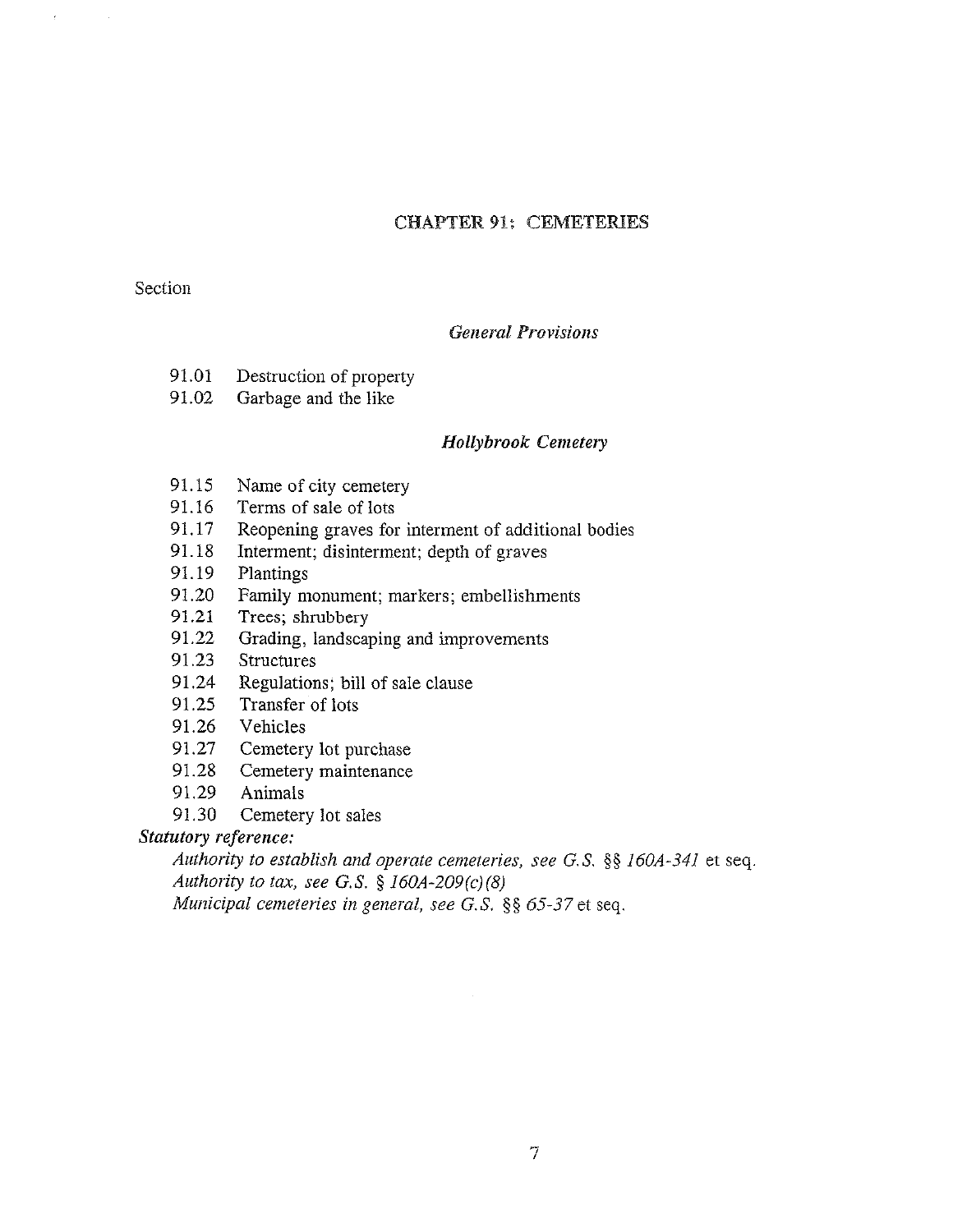# CHAPTER 91: CEMETERIES

Section

*General Provisions*

91.01 Destruction of property
91.02 Garbage and the like

*Hollybrook Cemetery*

91.15 Name of city cemetery
91.16 Terms of sale of lots
91.17 Reopening graves for interment of additional bodies
91.18 Interment; disinterment; depth of graves
91.19 Plantings
91.20 Family monument; markers; embellishments
91.21 Trees; shrubbery
91.22 Grading, landscaping and improvements
91.23 Structures
91.24 Regulations; bill of sale clause
91.25 Transfer of lots
91.26 Vehicles
91.27 Cemetery lot purchase
91.28 Cemetery maintenance
91.29 Animals
91.30 Cemetery lot sales

***Statutory reference:***

*Authority to establish and operate cemeteries, see G.S. §§ 160A-341* et seq.
*Authority to tax, see G.S. § 160A-209(c)(8)*
*Municipal cemeteries in general, see G.S. §§ 65-37* et seq.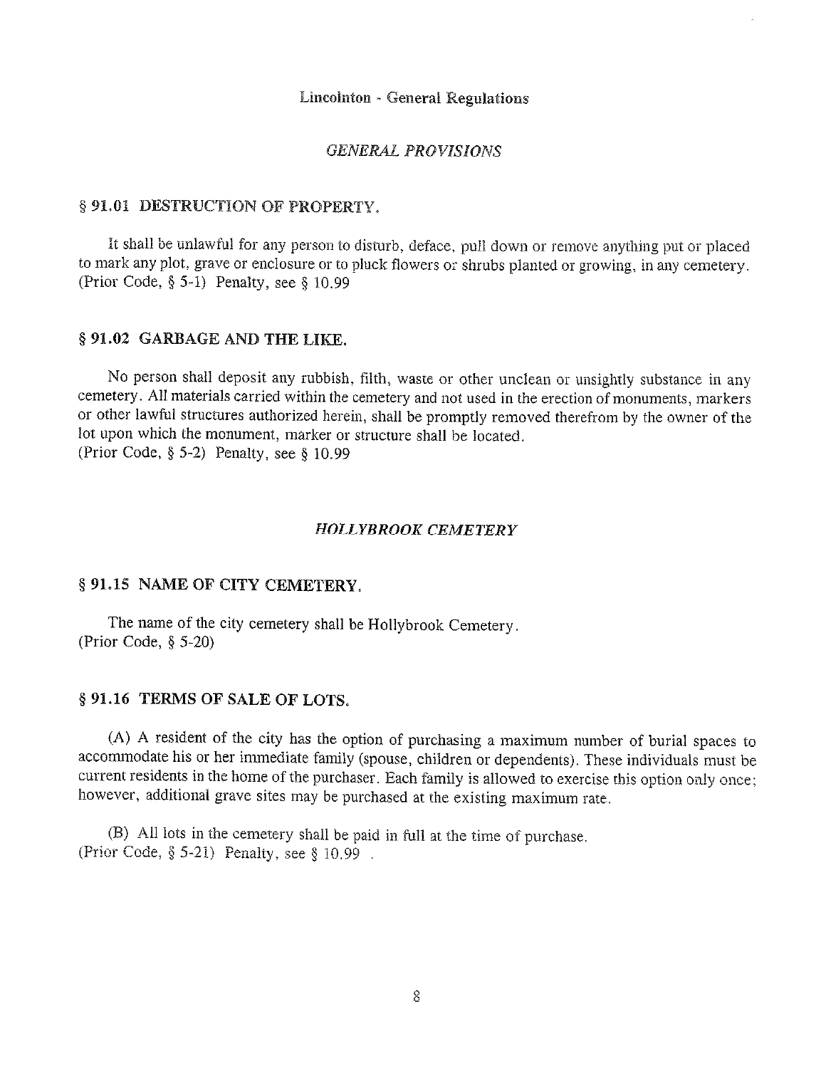## *GENERAL PROVISIONS*

### § 91.01 DESTRUCTION OF PROPERTY.

It shall be unlawful for any person to disturb, deface, pull down or remove anything put or placed to mark any plot, grave or enclosure or to pluck flowers or shrubs planted or growing, in any cemetery. (Prior Code, § 5-1) Penalty, see § 10.99

### § 91.02 GARBAGE AND THE LIKE.

No person shall deposit any rubbish, filth, waste or other unclean or unsightly substance in any cemetery. All materials carried within the cemetery and not used in the erection of monuments, markers or other lawful structures authorized herein, shall be promptly removed therefrom by the owner of the lot upon which the monument, marker or structure shall be located.
(Prior Code, § 5-2) Penalty, see § 10.99

## *HOLLYBROOK CEMETERY*

### § 91.15 NAME OF CITY CEMETERY.

The name of the city cemetery shall be Hollybrook Cemetery.
(Prior Code, § 5-20)

### § 91.16 TERMS OF SALE OF LOTS.

(A) A resident of the city has the option of purchasing a maximum number of burial spaces to accommodate his or her immediate family (spouse, children or dependents). These individuals must be current residents in the home of the purchaser. Each family is allowed to exercise this option only once; however, additional grave sites may be purchased at the existing maximum rate.

(B) All lots in the cemetery shall be paid in full at the time of purchase.
(Prior Code, § 5-21) Penalty, see § 10.99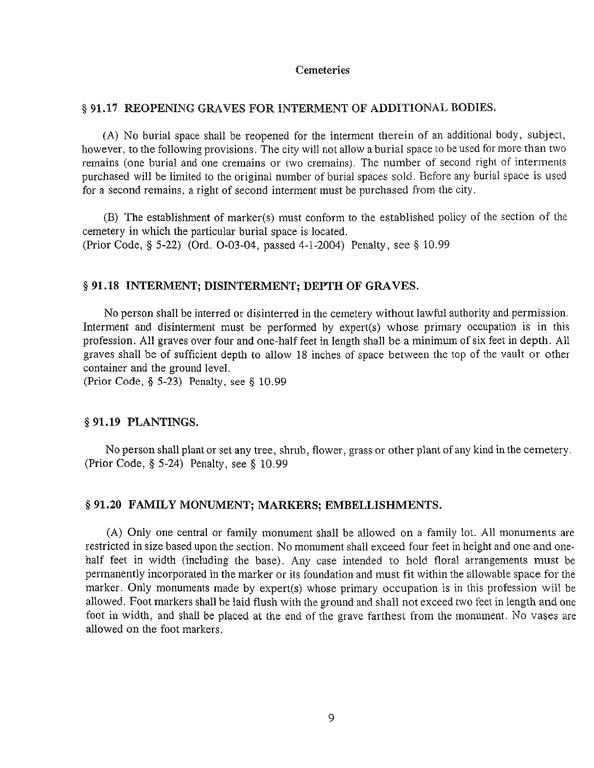## § 91.17 REOPENING GRAVES FOR INTERMENT OF ADDITIONAL BODIES.

(A) No burial space shall be reopened for the interment therein of an additional body, subject, however, to the following provisions. The city will not allow a burial space to be used for more than two remains (one burial and one cremains or two cremains). The number of second right of interments purchased will be limited to the original number of burial spaces sold. Before any burial space is used for a second remains, a right of second interment must be purchased from the city.

(B) The establishment of marker(s) must conform to the established policy of the section of the cemetery in which the particular burial space is located.
(Prior Code, § 5-22) (Ord. O-03-04, passed 4-1-2004) Penalty, see § 10.99

## § 91.18 INTERMENT; DISINTERMENT; DEPTH OF GRAVES.

No person shall be interred or disinterred in the cemetery without lawful authority and permission. Interment and disinterment must be performed by expert(s) whose primary occupation is in this profession. All graves over four and one-half feet in length shall be a minimum of six feet in depth. All graves shall be of sufficient depth to allow 18 inches of space between the top of the vault or other container and the ground level.
(Prior Code, § 5-23) Penalty, see § 10.99

## § 91.19 PLANTINGS.

No person shall plant or set any tree, shrub, flower, grass or other plant of any kind in the cemetery.
(Prior Code, § 5-24) Penalty, see § 10.99

## § 91.20 FAMILY MONUMENT; MARKERS; EMBELLISHMENTS.

(A) Only one central or family monument shall be allowed on a family lot. All monuments are restricted in size based upon the section. No monument shall exceed four feet in height and one and one-half feet in width (including the base). Any case intended to hold floral arrangements must be permanently incorporated in the marker or its foundation and must fit within the allowable space for the marker. Only monuments made by expert(s) whose primary occupation is in this profession will be allowed. Foot markers shall be laid flush with the ground and shall not exceed two feet in length and one foot in width, and shall be placed at the end of the grave farthest from the monument. No vases are allowed on the foot markers.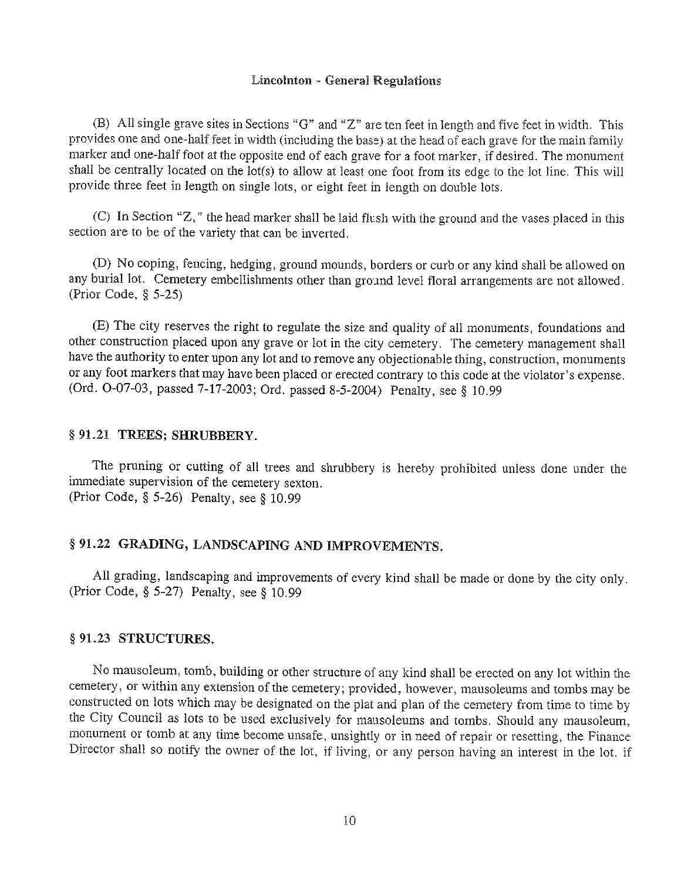(B) All single grave sites in Sections "G" and "Z" are ten feet in length and five feet in width. This provides one and one-half feet in width (including the base) at the head of each grave for the main family marker and one-half foot at the opposite end of each grave for a foot marker, if desired. The monument shall be centrally located on the lot(s) to allow at least one foot from its edge to the lot line. This will provide three feet in length on single lots, or eight feet in length on double lots.

(C) In Section "Z," the head marker shall be laid flush with the ground and the vases placed in this section are to be of the variety that can be inverted.

(D) No coping, fencing, hedging, ground mounds, borders or curb or any kind shall be allowed on any burial lot. Cemetery embellishments other than ground level floral arrangements are not allowed. (Prior Code, § 5-25)

(E) The city reserves the right to regulate the size and quality of all monuments, foundations and other construction placed upon any grave or lot in the city cemetery. The cemetery management shall have the authority to enter upon any lot and to remove any objectionable thing, construction, monuments or any foot markers that may have been placed or erected contrary to this code at the violator's expense. (Ord. O-07-03, passed 7-17-2003; Ord. passed 8-5-2004) Penalty, see § 10.99

### § 91.21 TREES; SHRUBBERY.

The pruning or cutting of all trees and shrubbery is hereby prohibited unless done under the immediate supervision of the cemetery sexton.
(Prior Code, § 5-26) Penalty, see § 10.99

### § 91.22 GRADING, LANDSCAPING AND IMPROVEMENTS.

All grading, landscaping and improvements of every kind shall be made or done by the city only. (Prior Code, § 5-27) Penalty, see § 10.99

### § 91.23 STRUCTURES.

No mausoleum, tomb, building or other structure of any kind shall be erected on any lot within the cemetery, or within any extension of the cemetery; provided, however, mausoleums and tombs may be constructed on lots which may be designated on the plat and plan of the cemetery from time to time by the City Council as lots to be used exclusively for mausoleums and tombs. Should any mausoleum, monument or tomb at any time become unsafe, unsightly or in need of repair or resetting, the Finance Director shall so notify the owner of the lot, if living, or any person having an interest in the lot, if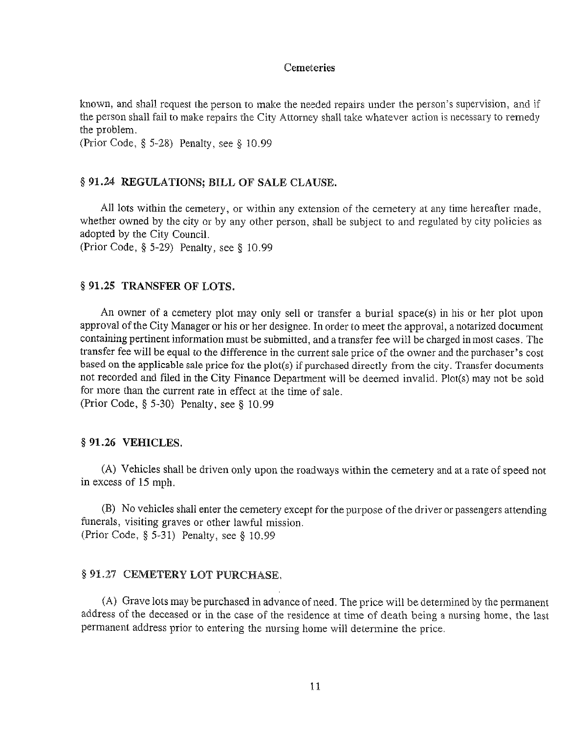known, and shall request the person to make the needed repairs under the person's supervision, and if the person shall fail to make repairs the City Attorney shall take whatever action is necessary to remedy the problem.
(Prior Code, § 5-28) Penalty, see § 10.99

## § 91.24 REGULATIONS; BILL OF SALE CLAUSE.

All lots within the cemetery, or within any extension of the cemetery at any time hereafter made, whether owned by the city or by any other person, shall be subject to and regulated by city policies as adopted by the City Council.
(Prior Code, § 5-29) Penalty, see § 10.99

## § 91.25 TRANSFER OF LOTS.

An owner of a cemetery plot may only sell or transfer a burial space(s) in his or her plot upon approval of the City Manager or his or her designee. In order to meet the approval, a notarized document containing pertinent information must be submitted, and a transfer fee will be charged in most cases. The transfer fee will be equal to the difference in the current sale price of the owner and the purchaser's cost based on the applicable sale price for the plot(s) if purchased directly from the city. Transfer documents not recorded and filed in the City Finance Department will be deemed invalid. Plot(s) may not be sold for more than the current rate in effect at the time of sale.
(Prior Code, § 5-30) Penalty, see § 10.99

## § 91.26 VEHICLES.

(A) Vehicles shall be driven only upon the roadways within the cemetery and at a rate of speed not in excess of 15 mph.

(B) No vehicles shall enter the cemetery except for the purpose of the driver or passengers attending funerals, visiting graves or other lawful mission.
(Prior Code, § 5-31) Penalty, see § 10.99

## § 91.27 CEMETERY LOT PURCHASE.

(A) Grave lots may be purchased in advance of need. The price will be determined by the permanent address of the deceased or in the case of the residence at time of death being a nursing home, the last permanent address prior to entering the nursing home will determine the price.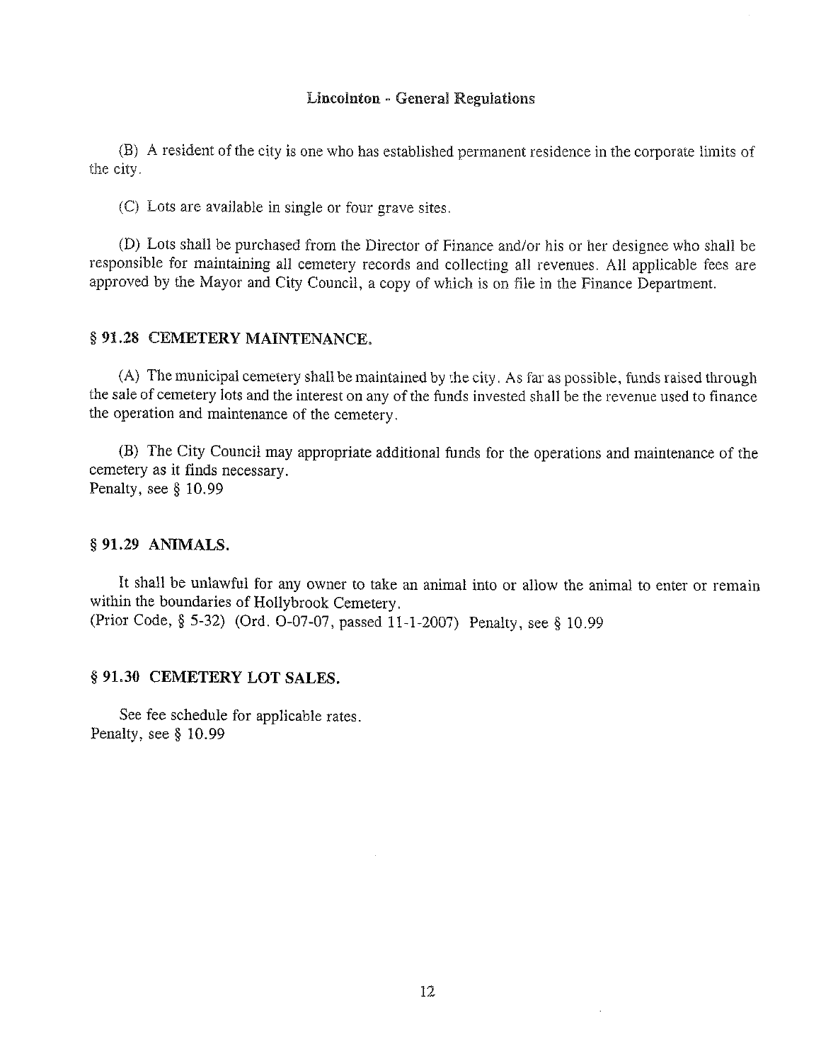(B) A resident of the city is one who has established permanent residence in the corporate limits of the city.

(C) Lots are available in single or four grave sites.

(D) Lots shall be purchased from the Director of Finance and/or his or her designee who shall be responsible for maintaining all cemetery records and collecting all revenues. All applicable fees are approved by the Mayor and City Council, a copy of which is on file in the Finance Department.

### § 91.28 CEMETERY MAINTENANCE.

(A) The municipal cemetery shall be maintained by the city. As far as possible, funds raised through the sale of cemetery lots and the interest on any of the funds invested shall be the revenue used to finance the operation and maintenance of the cemetery.

(B) The City Council may appropriate additional funds for the operations and maintenance of the cemetery as it finds necessary.
Penalty, see § 10.99

### § 91.29 ANIMALS.

It shall be unlawful for any owner to take an animal into or allow the animal to enter or remain within the boundaries of Hollybrook Cemetery.
(Prior Code, § 5-32) (Ord. O-07-07, passed 11-1-2007) Penalty, see § 10.99

### § 91.30 CEMETERY LOT SALES.

See fee schedule for applicable rates.
Penalty, see § 10.99